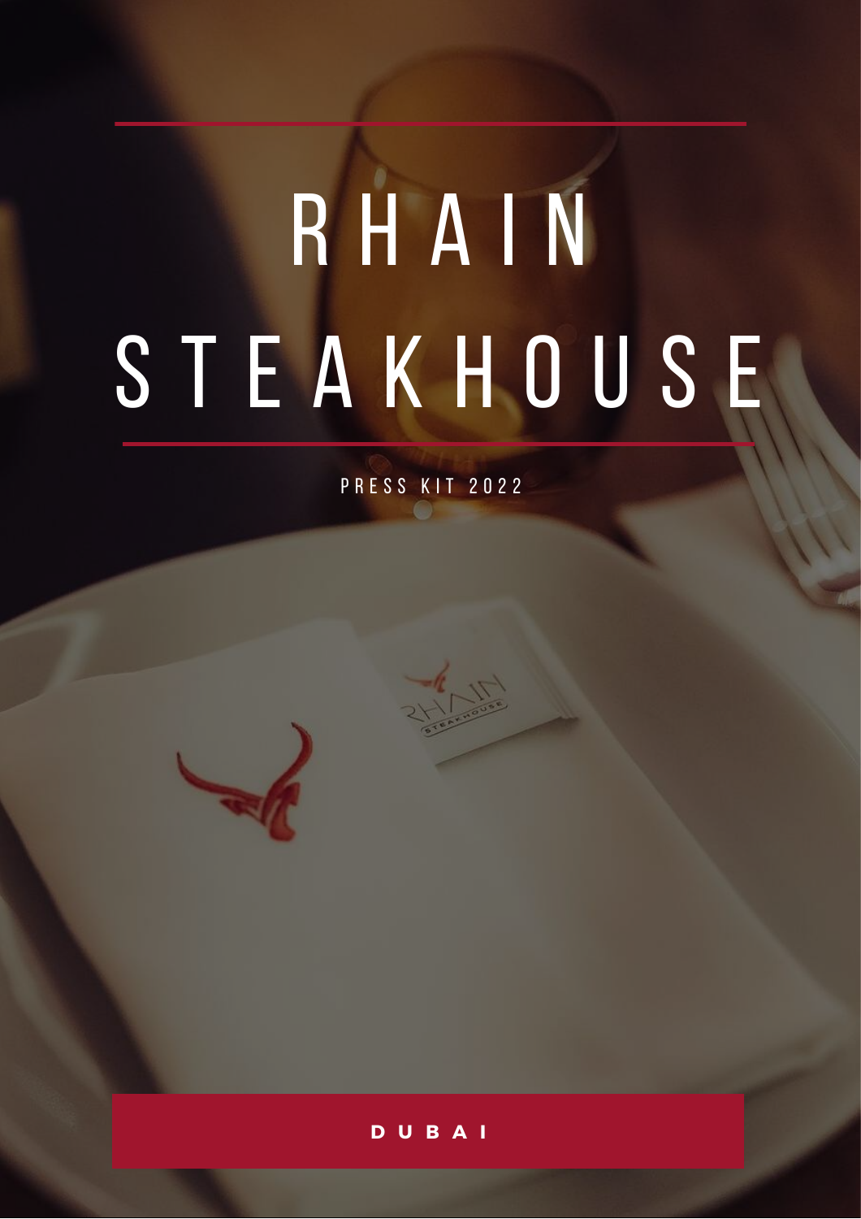# RHAIN STEAKHOUSE

PRESS KIT 2022

**DUBAI**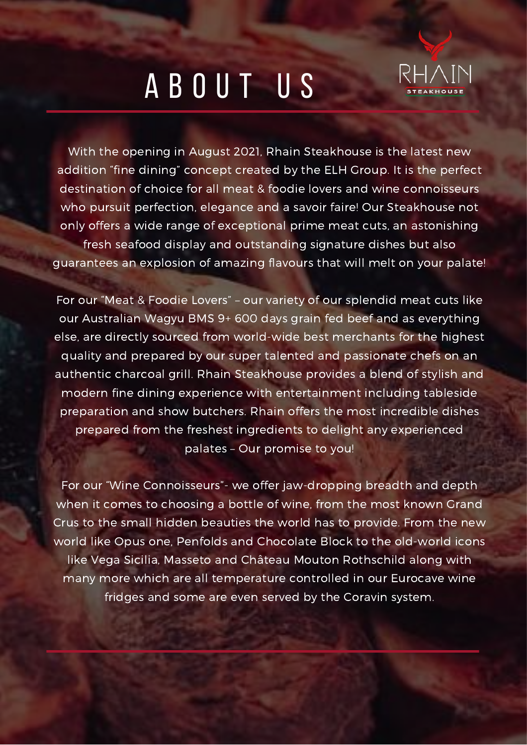# ABOUT US

RHAIN STEAKHOUSE

With the opening in August 2021, Rhain Steakhouse is the latest new addition "fine dining" concept created by the ELH Group. It is the perfect destination of choice for all meat & foodie lovers and wine connoisseurs who pursuit perfection, elegance and a savoir faire! Our Steakhouse not only offers a wide range of exceptional prime meat cuts, an astonishing fresh seafood display and outstanding signature dishes but also guarantees an explosion of amazing flavours that will melt on your palate!

For our "Meat & Foodie Lovers" – our variety of our splendid meat cuts like our Australian Wagyu BMS 9+ 600 days grain fed beef and as everything else, are directly sourced from world-wide best merchants for the highest quality and prepared by our super talented and passionate chefs on an authentic charcoal grill. Rhain Steakhouse provides a blend of stylish and modern fine dining experience with entertainment including tableside preparation and show butchers. Rhain offers the most incredible dishes prepared from the freshest ingredients to delight any experienced palates – Our promise to you!

For our "Wine Connoisseurs"- we offer jaw-dropping breadth and depth when it comes to choosing a bottle of wine, from the most known Grand Crus to the small hidden beauties the world has to provide. From the new world like Opus one, Penfolds and Chocolate Block to the old-world icons like Vega Sicilia, Masseto and Château Mouton Rothschild along with many more which are all temperature controlled in our Eurocave wine fridges and some are even served by the Coravin system.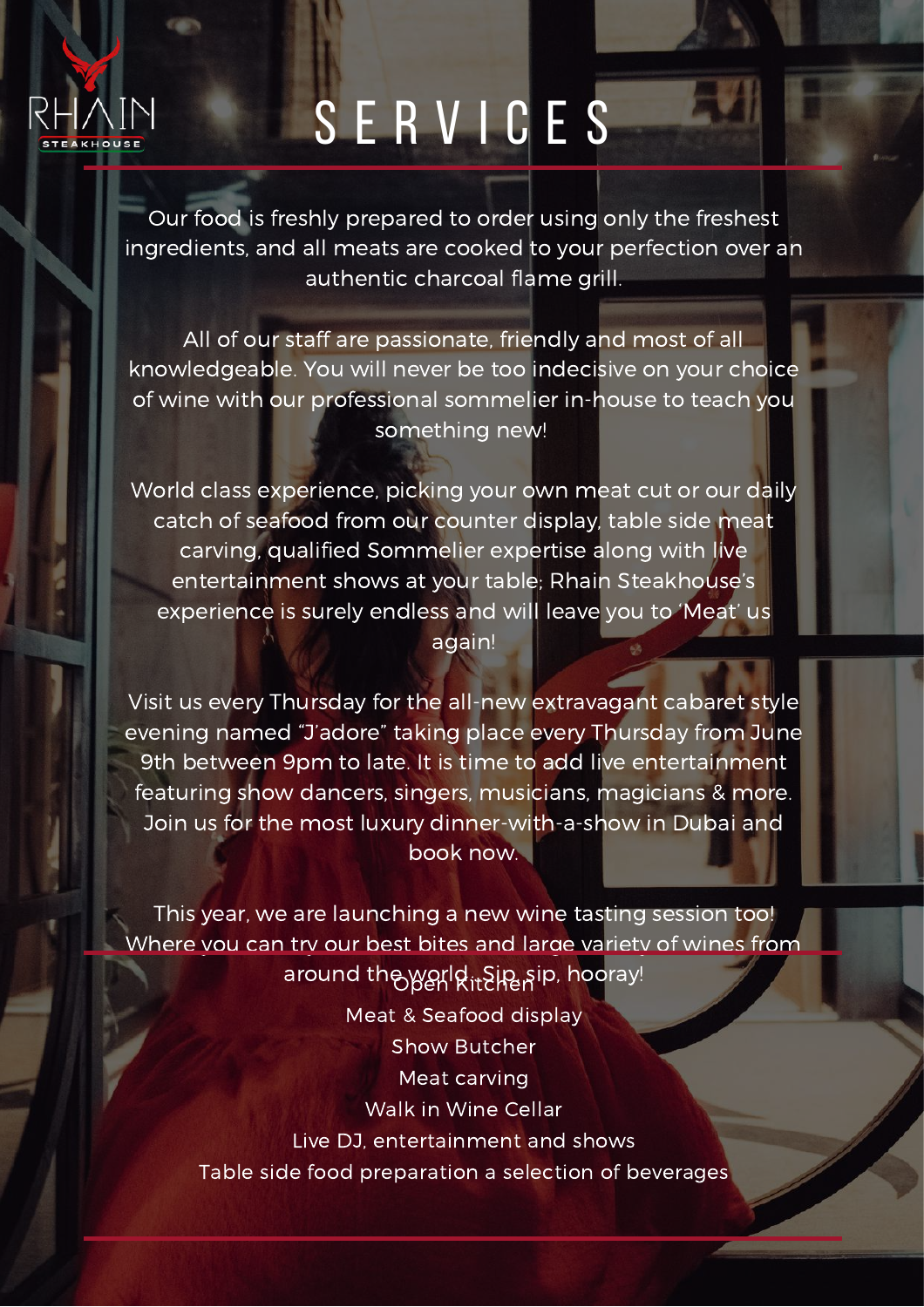# SERVICES

Our food is freshly prepared to order using only the freshest ingredients, and all meats are cooked to your perfection over an authentic charcoal flame grill.

All of our staff are passionate, friendly and most of all knowledgeable. You will never be too indecisive on your choice of wine with our professional sommelier in-house to teach you something new!

World class experience, picking your own meat cut or our daily catch of seafood from our counter display, table side meat carving, qualified Sommelier expertise along with live entertainment shows at your table; Rhain Steakhouse's experience is surely endless and will leave you to 'Meat' us again!

Visit us every Thursday for the all-new extravagant cabaret style evening named "J'adore" taking place every Thursday from June 9th between 9pm to late. It is time to add live entertainment featuring show dancers, singers, musicians, magicians & more. Join us for the most luxury dinner-with-a-show in Dubai and book now.

This year, we are launching a new wine tasting session too! Where you can try our best bites and large variety of wines from around the world. Sip sip, hooray!

Open Kitchen
Meat & Seafood display
Show Butcher
Meat carving
Walk in Wine Cellar
Live DJ, entertainment and shows
Table side food preparation a selection of beverages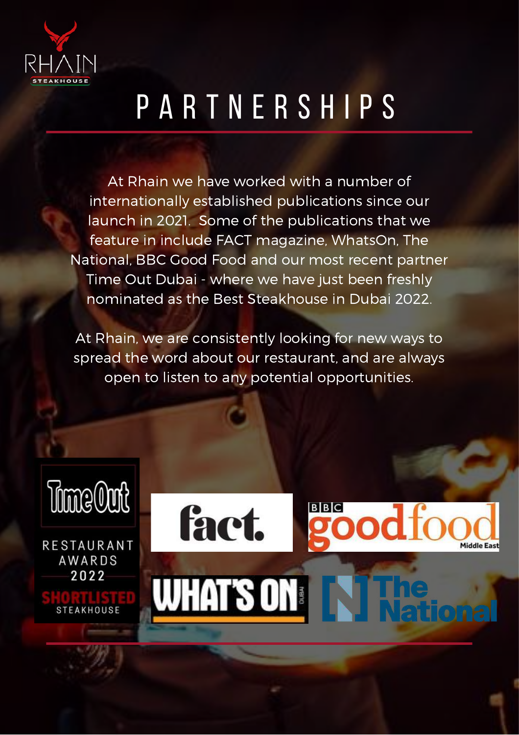# PARTNERSHIPS

At Rhain we have worked with a number of internationally established publications since our launch in 2021. Some of the publications that we feature in include FACT magazine, WhatsOn, The National, BBC Good Food and our most recent partner Time Out Dubai - where we have just been freshly nominated as the Best Steakhouse in Dubai 2022.

At Rhain, we are consistently looking for new ways to spread the word about our restaurant, and are always open to listen to any potential opportunities.

Time Out RESTAURANT AWARDS 2022 SHORTLISTED STEAKHOUSE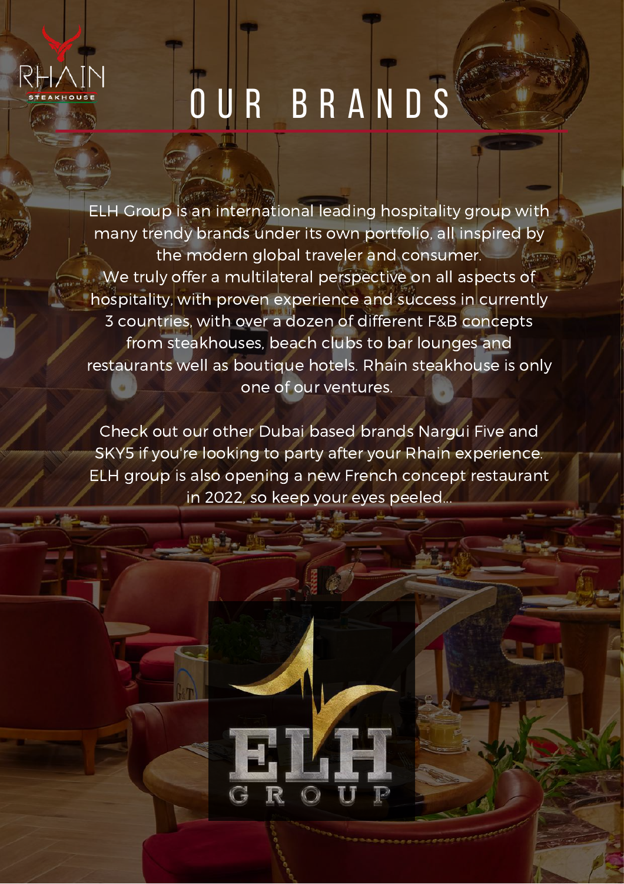# OUR BRANDS

ELH Group is an international leading hospitality group with many trendy brands under its own portfolio, all inspired by the modern global traveler and consumer.
We truly offer a multilateral perspective on all aspects of hospitality, with proven experience and success in currently 3 countries, with over a dozen of different F&B concepts from steakhouses, beach clubs to bar lounges and restaurants well as boutique hotels. Rhain steakhouse is only one of our ventures.

Check out our other Dubai based brands Nargui Five and SKY5 if you're looking to party after your Rhain experience. ELH group is also opening a new French concept restaurant in 2022, so keep your eyes peeled...